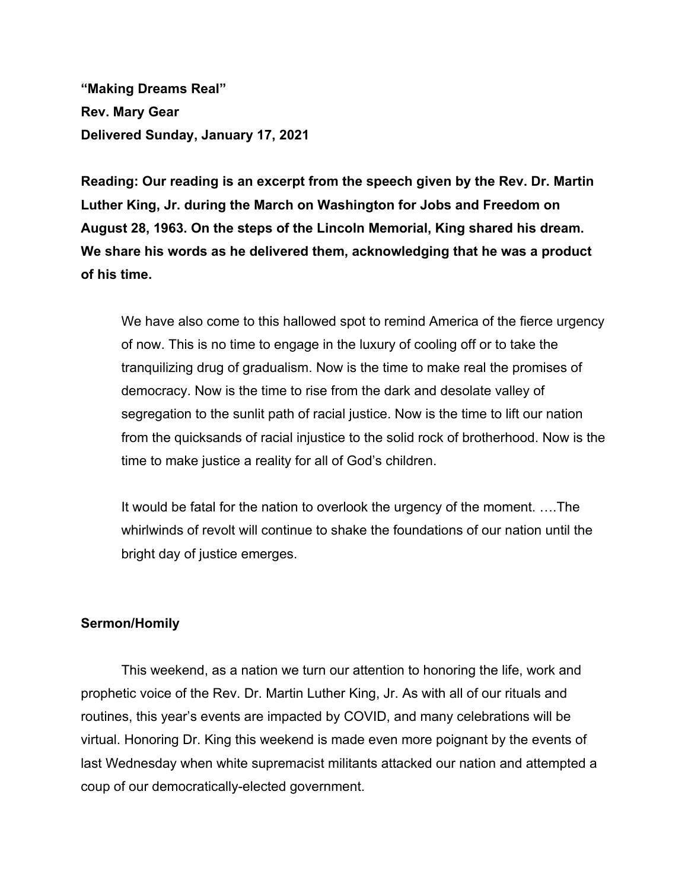**"Making Dreams Real"**
**Rev. Mary Gear**
**Delivered Sunday, January 17, 2021**

**Reading: Our reading is an excerpt from the speech given by the Rev. Dr. Martin Luther King, Jr. during the March on Washington for Jobs and Freedom on August 28, 1963. On the steps of the Lincoln Memorial, King shared his dream. We share his words as he delivered them, acknowledging that he was a product of his time.**

> We have also come to this hallowed spot to remind America of the fierce urgency of now. This is no time to engage in the luxury of cooling off or to take the tranquilizing drug of gradualism. Now is the time to make real the promises of democracy. Now is the time to rise from the dark and desolate valley of segregation to the sunlit path of racial justice. Now is the time to lift our nation from the quicksands of racial injustice to the solid rock of brotherhood. Now is the time to make justice a reality for all of God's children.
>
> It would be fatal for the nation to overlook the urgency of the moment. ….The whirlwinds of revolt will continue to shake the foundations of our nation until the bright day of justice emerges.

**Sermon/Homily**

This weekend, as a nation we turn our attention to honoring the life, work and prophetic voice of the Rev. Dr. Martin Luther King, Jr. As with all of our rituals and routines, this year's events are impacted by COVID, and many celebrations will be virtual. Honoring Dr. King this weekend is made even more poignant by the events of last Wednesday when white supremacist militants attacked our nation and attempted a coup of our democratically-elected government.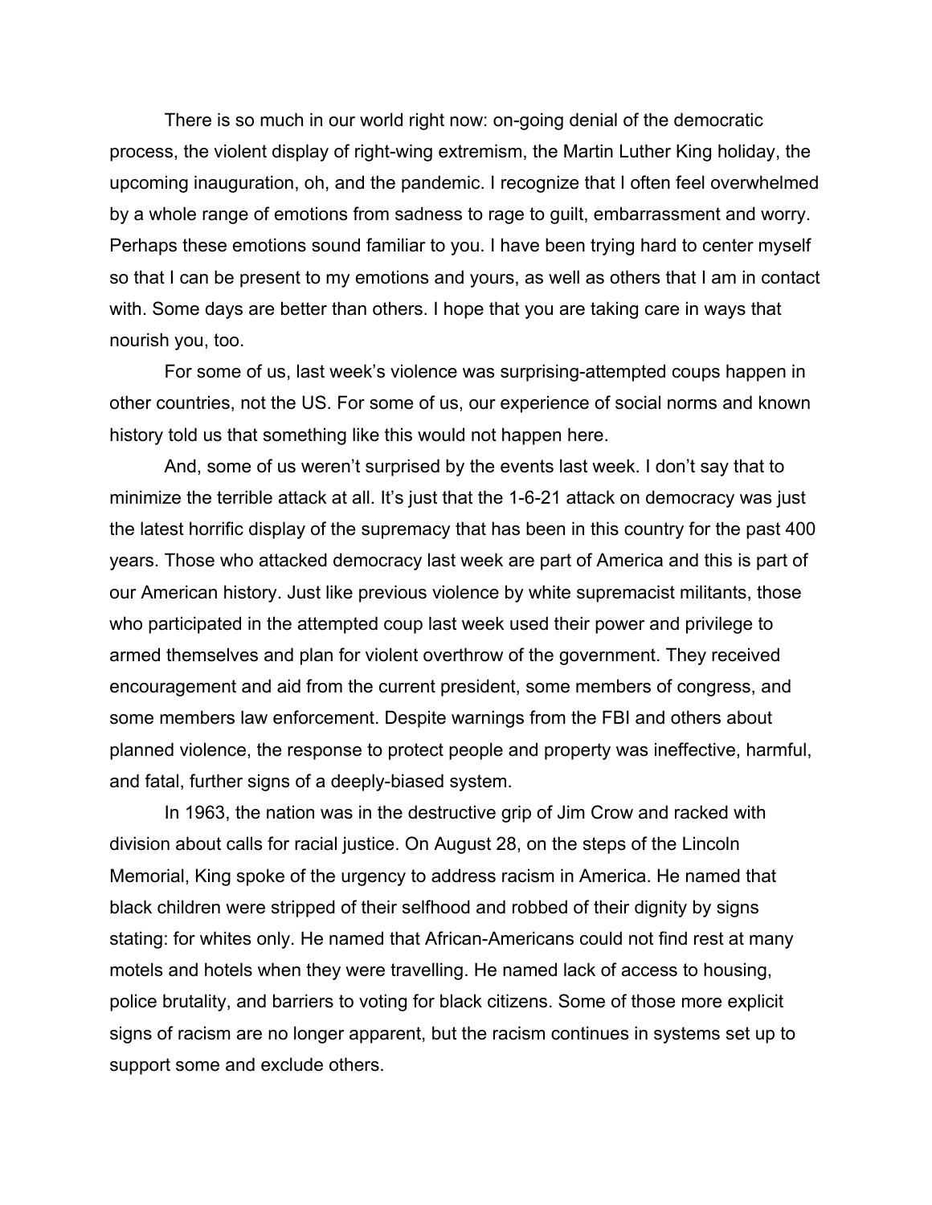There is so much in our world right now: on-going denial of the democratic process, the violent display of right-wing extremism, the Martin Luther King holiday, the upcoming inauguration, oh, and the pandemic. I recognize that I often feel overwhelmed by a whole range of emotions from sadness to rage to guilt, embarrassment and worry. Perhaps these emotions sound familiar to you. I have been trying hard to center myself so that I can be present to my emotions and yours, as well as others that I am in contact with. Some days are better than others. I hope that you are taking care in ways that nourish you, too.

For some of us, last week's violence was surprising-attempted coups happen in other countries, not the US. For some of us, our experience of social norms and known history told us that something like this would not happen here.

And, some of us weren't surprised by the events last week. I don't say that to minimize the terrible attack at all. It's just that the 1-6-21 attack on democracy was just the latest horrific display of the supremacy that has been in this country for the past 400 years. Those who attacked democracy last week are part of America and this is part of our American history. Just like previous violence by white supremacist militants, those who participated in the attempted coup last week used their power and privilege to armed themselves and plan for violent overthrow of the government. They received encouragement and aid from the current president, some members of congress, and some members law enforcement. Despite warnings from the FBI and others about planned violence, the response to protect people and property was ineffective, harmful, and fatal, further signs of a deeply-biased system.

In 1963, the nation was in the destructive grip of Jim Crow and racked with division about calls for racial justice. On August 28, on the steps of the Lincoln Memorial, King spoke of the urgency to address racism in America. He named that black children were stripped of their selfhood and robbed of their dignity by signs stating: for whites only. He named that African-Americans could not find rest at many motels and hotels when they were travelling. He named lack of access to housing, police brutality, and barriers to voting for black citizens. Some of those more explicit signs of racism are no longer apparent, but the racism continues in systems set up to support some and exclude others.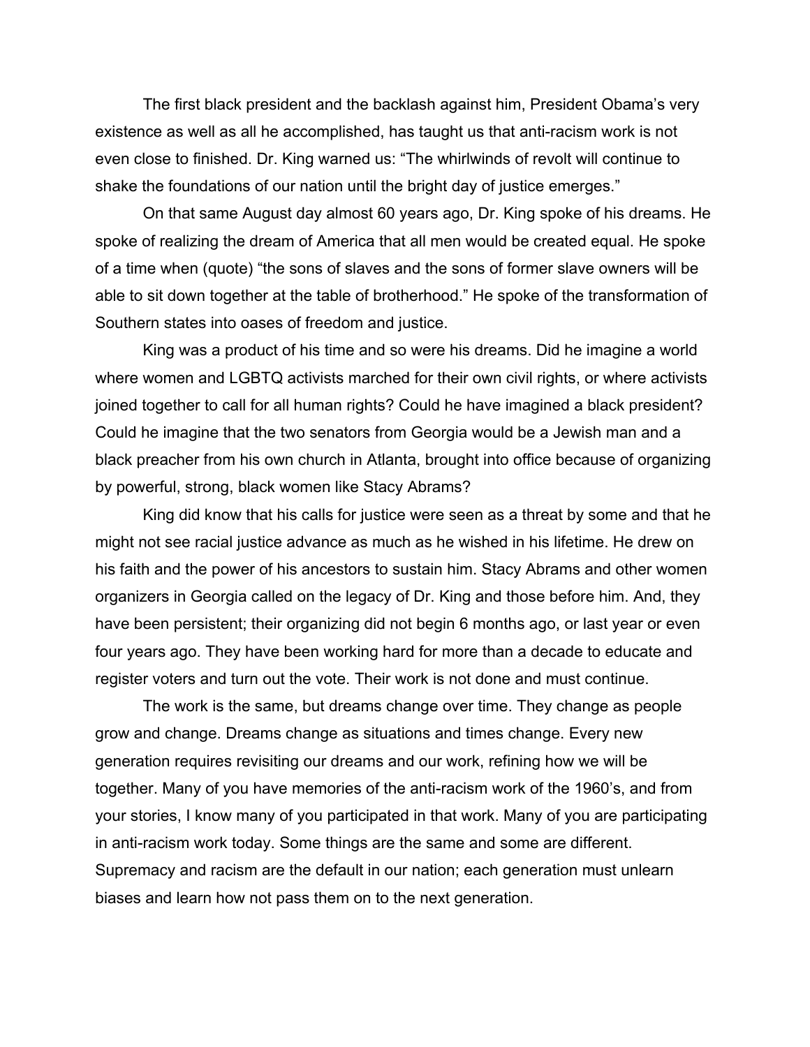The first black president and the backlash against him, President Obama's very existence as well as all he accomplished, has taught us that anti-racism work is not even close to finished. Dr. King warned us: "The whirlwinds of revolt will continue to shake the foundations of our nation until the bright day of justice emerges."

On that same August day almost 60 years ago, Dr. King spoke of his dreams. He spoke of realizing the dream of America that all men would be created equal. He spoke of a time when (quote) "the sons of slaves and the sons of former slave owners will be able to sit down together at the table of brotherhood." He spoke of the transformation of Southern states into oases of freedom and justice.

King was a product of his time and so were his dreams. Did he imagine a world where women and LGBTQ activists marched for their own civil rights, or where activists joined together to call for all human rights? Could he have imagined a black president? Could he imagine that the two senators from Georgia would be a Jewish man and a black preacher from his own church in Atlanta, brought into office because of organizing by powerful, strong, black women like Stacy Abrams?

King did know that his calls for justice were seen as a threat by some and that he might not see racial justice advance as much as he wished in his lifetime. He drew on his faith and the power of his ancestors to sustain him. Stacy Abrams and other women organizers in Georgia called on the legacy of Dr. King and those before him. And, they have been persistent; their organizing did not begin 6 months ago, or last year or even four years ago. They have been working hard for more than a decade to educate and register voters and turn out the vote. Their work is not done and must continue.

The work is the same, but dreams change over time. They change as people grow and change. Dreams change as situations and times change. Every new generation requires revisiting our dreams and our work, refining how we will be together. Many of you have memories of the anti-racism work of the 1960's, and from your stories, I know many of you participated in that work. Many of you are participating in anti-racism work today. Some things are the same and some are different. Supremacy and racism are the default in our nation; each generation must unlearn biases and learn how not pass them on to the next generation.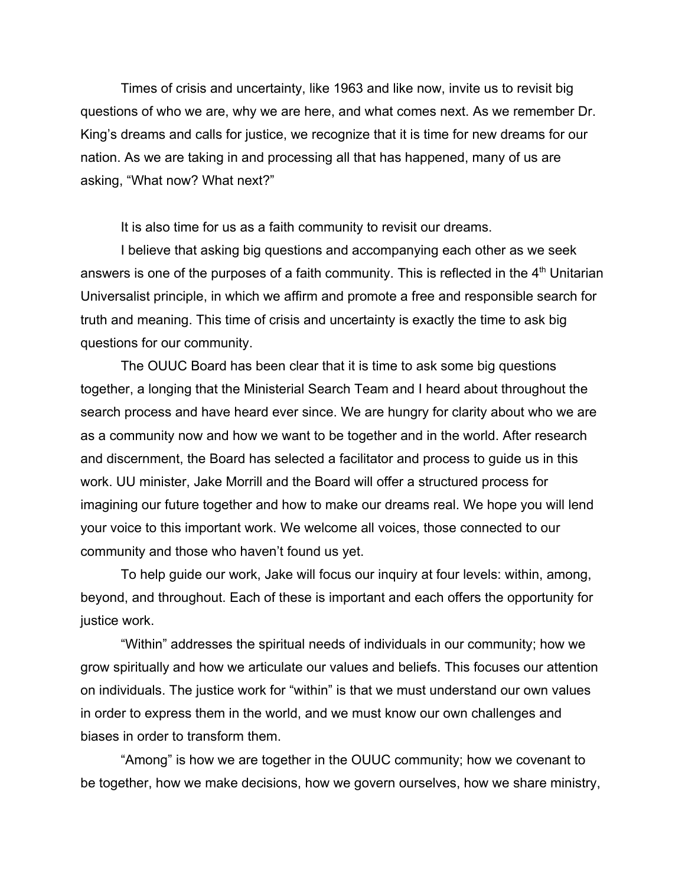Times of crisis and uncertainty, like 1963 and like now, invite us to revisit big questions of who we are, why we are here, and what comes next. As we remember Dr. King's dreams and calls for justice, we recognize that it is time for new dreams for our nation. As we are taking in and processing all that has happened, many of us are asking, "What now? What next?"

It is also time for us as a faith community to revisit our dreams.

I believe that asking big questions and accompanying each other as we seek answers is one of the purposes of a faith community. This is reflected in the 4th Unitarian Universalist principle, in which we affirm and promote a free and responsible search for truth and meaning. This time of crisis and uncertainty is exactly the time to ask big questions for our community.

The OUUC Board has been clear that it is time to ask some big questions together, a longing that the Ministerial Search Team and I heard about throughout the search process and have heard ever since. We are hungry for clarity about who we are as a community now and how we want to be together and in the world. After research and discernment, the Board has selected a facilitator and process to guide us in this work. UU minister, Jake Morrill and the Board will offer a structured process for imagining our future together and how to make our dreams real. We hope you will lend your voice to this important work. We welcome all voices, those connected to our community and those who haven't found us yet.

To help guide our work, Jake will focus our inquiry at four levels: within, among, beyond, and throughout. Each of these is important and each offers the opportunity for justice work.

"Within" addresses the spiritual needs of individuals in our community; how we grow spiritually and how we articulate our values and beliefs. This focuses our attention on individuals. The justice work for "within" is that we must understand our own values in order to express them in the world, and we must know our own challenges and biases in order to transform them.

"Among" is how we are together in the OUUC community; how we covenant to be together, how we make decisions, how we govern ourselves, how we share ministry,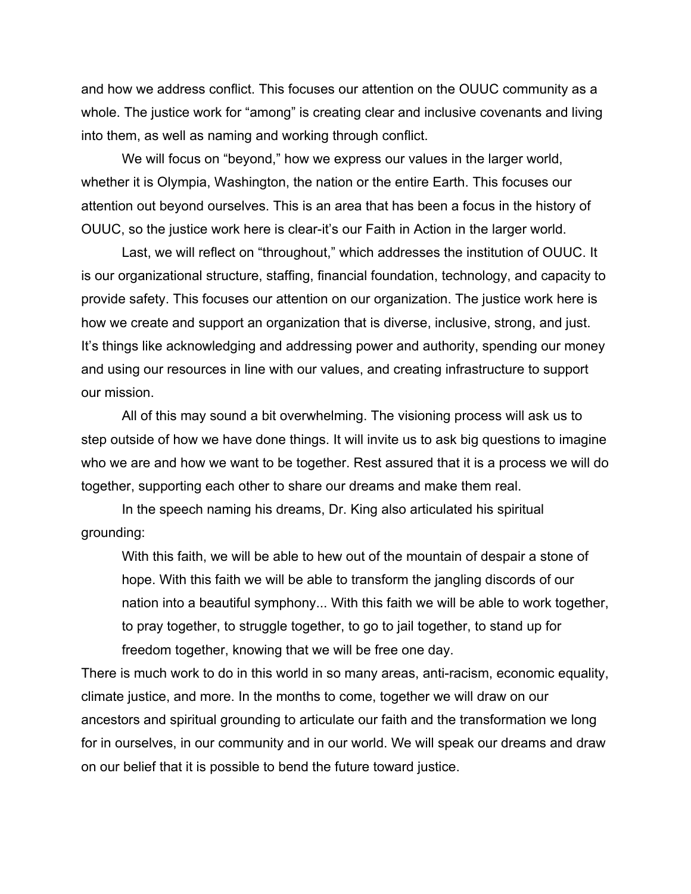and how we address conflict. This focuses our attention on the OUUC community as a whole. The justice work for "among" is creating clear and inclusive covenants and living into them, as well as naming and working through conflict.

We will focus on "beyond," how we express our values in the larger world, whether it is Olympia, Washington, the nation or the entire Earth. This focuses our attention out beyond ourselves. This is an area that has been a focus in the history of OUUC, so the justice work here is clear-it's our Faith in Action in the larger world.

Last, we will reflect on "throughout," which addresses the institution of OUUC. It is our organizational structure, staffing, financial foundation, technology, and capacity to provide safety. This focuses our attention on our organization. The justice work here is how we create and support an organization that is diverse, inclusive, strong, and just. It's things like acknowledging and addressing power and authority, spending our money and using our resources in line with our values, and creating infrastructure to support our mission.

All of this may sound a bit overwhelming. The visioning process will ask us to step outside of how we have done things. It will invite us to ask big questions to imagine who we are and how we want to be together. Rest assured that it is a process we will do together, supporting each other to share our dreams and make them real.

In the speech naming his dreams, Dr. King also articulated his spiritual grounding:

> With this faith, we will be able to hew out of the mountain of despair a stone of hope. With this faith we will be able to transform the jangling discords of our nation into a beautiful symphony... With this faith we will be able to work together, to pray together, to struggle together, to go to jail together, to stand up for freedom together, knowing that we will be free one day.

There is much work to do in this world in so many areas, anti-racism, economic equality, climate justice, and more. In the months to come, together we will draw on our ancestors and spiritual grounding to articulate our faith and the transformation we long for in ourselves, in our community and in our world. We will speak our dreams and draw on our belief that it is possible to bend the future toward justice.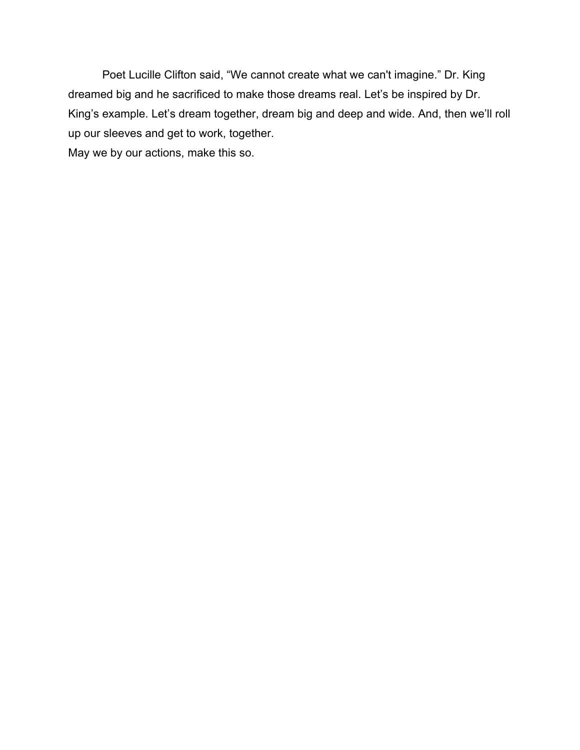Poet Lucille Clifton said, “We cannot create what we can't imagine.” Dr. King dreamed big and he sacrificed to make those dreams real. Let’s be inspired by Dr. King’s example. Let’s dream together, dream big and deep and wide. And, then we’ll roll up our sleeves and get to work, together.

May we by our actions, make this so.